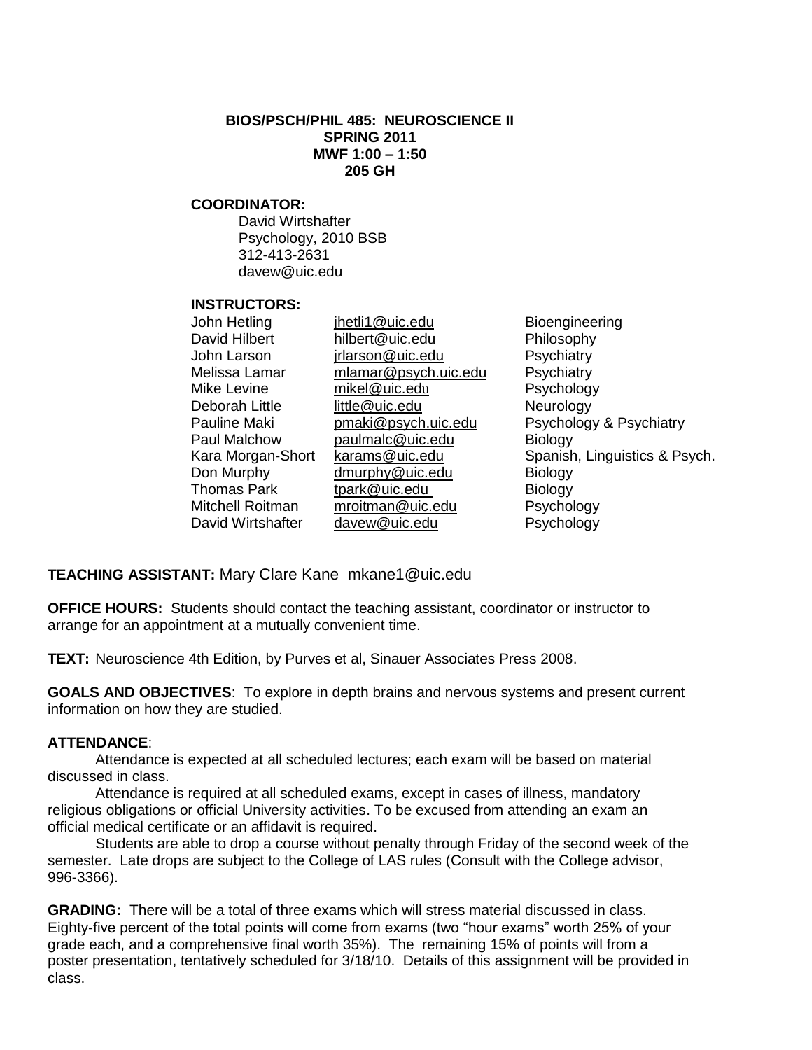**BIOS/PSCH/PHIL 485: NEUROSCIENCE II**
**SPRING 2011**
**MWF 1:00 – 1:50**
**205 GH**

**COORDINATOR:**

David Wirtshafter
Psychology, 2010 BSB
312-413-2631
davew@uic.edu

**INSTRUCTORS:**

| | | |
|---|---|---|
| John Hetling | jhetli1@uic.edu | Bioengineering |
| David Hilbert | hilbert@uic.edu | Philosophy |
| John Larson | jrlarson@uic.edu | Psychiatry |
| Melissa Lamar | mlamar@psych.uic.edu | Psychiatry |
| Mike Levine | mikel@uic.edu | Psychology |
| Deborah Little | little@uic.edu | Neurology |
| Pauline Maki | pmaki@psych.uic.edu | Psychology & Psychiatry |
| Paul Malchow | paulmalc@uic.edu | Biology |
| Kara Morgan-Short | karams@uic.edu | Spanish, Linguistics & Psych. |
| Don Murphy | dmurphy@uic.edu | Biology |
| Thomas Park | tpark@uic.edu | Biology |
| Mitchell Roitman | mroitman@uic.edu | Psychology |
| David Wirtshafter | davew@uic.edu | Psychology |

**TEACHING ASSISTANT:** Mary Clare Kane mkane1@uic.edu

**OFFICE HOURS:** Students should contact the teaching assistant, coordinator or instructor to arrange for an appointment at a mutually convenient time.

**TEXT:** Neuroscience 4th Edition, by Purves et al, Sinauer Associates Press 2008.

**GOALS AND OBJECTIVES**: To explore in depth brains and nervous systems and present current information on how they are studied.

**ATTENDANCE**:

Attendance is expected at all scheduled lectures; each exam will be based on material discussed in class.

Attendance is required at all scheduled exams, except in cases of illness, mandatory religious obligations or official University activities. To be excused from attending an exam an official medical certificate or an affidavit is required.

Students are able to drop a course without penalty through Friday of the second week of the semester. Late drops are subject to the College of LAS rules (Consult with the College advisor, 996-3366).

**GRADING:** There will be a total of three exams which will stress material discussed in class. Eighty-five percent of the total points will come from exams (two "hour exams" worth 25% of your grade each, and a comprehensive final worth 35%). The remaining 15% of points will from a poster presentation, tentatively scheduled for 3/18/10. Details of this assignment will be provided in class.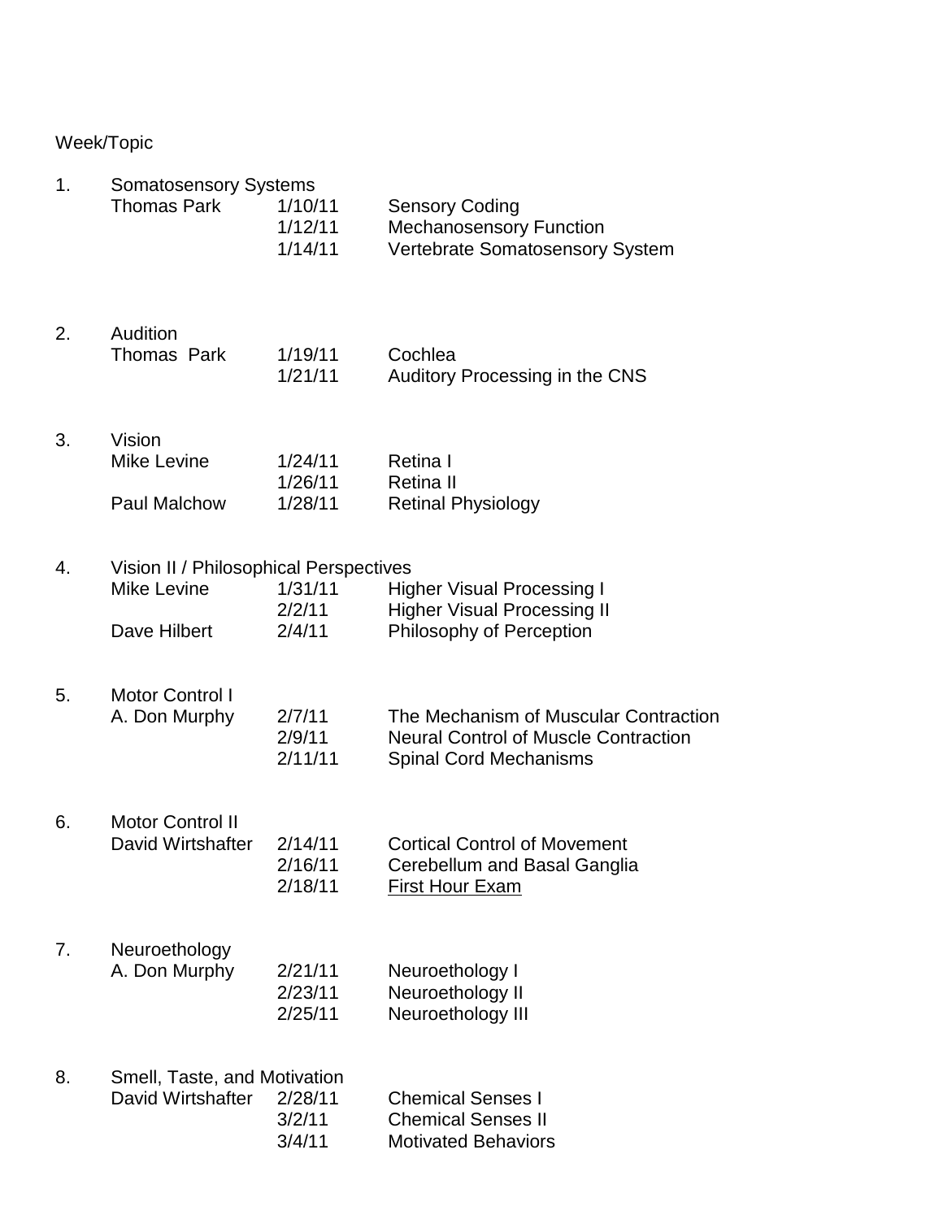Week/Topic

| Week | Topic / Instructor | Date | Lecture |
|---|---|---|---|
| 1. | Somatosensory Systems | | |
| | Thomas Park | 1/10/11 | Sensory Coding |
| | | 1/12/11 | Mechanosensory Function |
| | | 1/14/11 | Vertebrate Somatosensory System |
| 2. | Audition | | |
| | Thomas Park | 1/19/11 | Cochlea |
| | | 1/21/11 | Auditory Processing in the CNS |
| 3. | Vision | | |
| | Mike Levine | 1/24/11 | Retina I |
| | | 1/26/11 | Retina II |
| | Paul Malchow | 1/28/11 | Retinal Physiology |
| 4. | Vision II / Philosophical Perspectives | | |
| | Mike Levine | 1/31/11 | Higher Visual Processing I |
| | | 2/2/11 | Higher Visual Processing II |
| | Dave Hilbert | 2/4/11 | Philosophy of Perception |
| 5. | Motor Control I | | |
| | A. Don Murphy | 2/7/11 | The Mechanism of Muscular Contraction |
| | | 2/9/11 | Neural Control of Muscle Contraction |
| | | 2/11/11 | Spinal Cord Mechanisms |
| 6. | Motor Control II | | |
| | David Wirtshafter | 2/14/11 | Cortical Control of Movement |
| | | 2/16/11 | Cerebellum and Basal Ganglia |
| | | 2/18/11 | <u>First Hour Exam</u> |
| 7. | Neuroethology | | |
| | A. Don Murphy | 2/21/11 | Neuroethology I |
| | | 2/23/11 | Neuroethology II |
| | | 2/25/11 | Neuroethology III |
| 8. | Smell, Taste, and Motivation | | |
| | David Wirtshafter | 2/28/11 | Chemical Senses I |
| | | 3/2/11 | Chemical Senses II |
| | | 3/4/11 | Motivated Behaviors |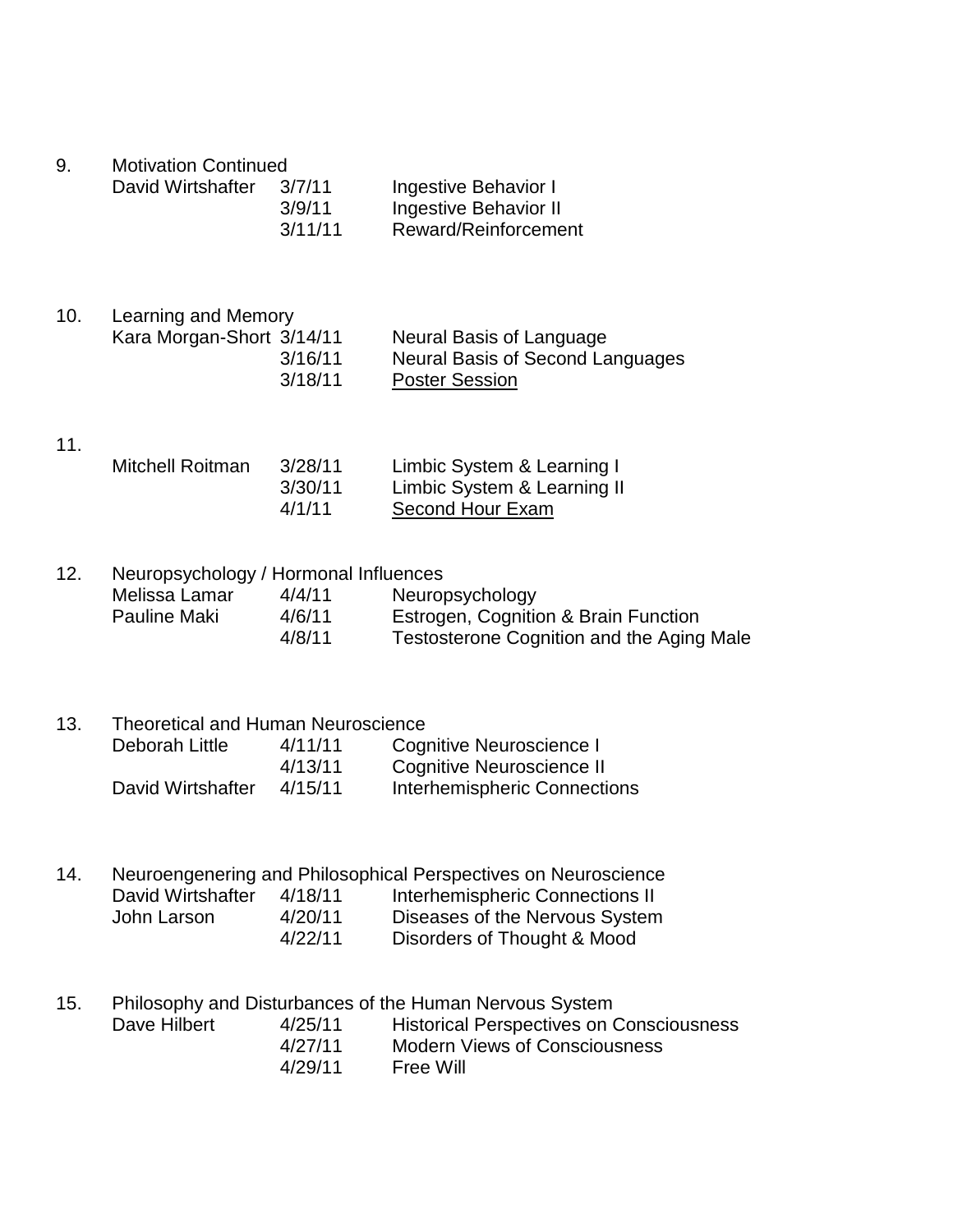9. Motivation Continued

| | | |
|---|---|---|
| David Wirtshafter | 3/7/11 | Ingestive Behavior I |
| | 3/9/11 | Ingestive Behavior II |
| | 3/11/11 | Reward/Reinforcement |

10. Learning and Memory

| | | |
|---|---|---|
| Kara Morgan-Short | 3/14/11 | Neural Basis of Language |
| | 3/16/11 | Neural Basis of Second Languages |
| | 3/18/11 | <u>Poster Session</u> |

11.

| | | |
|---|---|---|
| Mitchell Roitman | 3/28/11 | Limbic System & Learning I |
| | 3/30/11 | Limbic System & Learning II |
| | 4/1/11 | <u>Second Hour Exam</u> |

12. Neuropsychology / Hormonal Influences

| | | |
|---|---|---|
| Melissa Lamar | 4/4/11 | Neuropsychology |
| Pauline Maki | 4/6/11 | Estrogen, Cognition & Brain Function |
| | 4/8/11 | Testosterone Cognition and the Aging Male |

13. Theoretical and Human Neuroscience

| | | |
|---|---|---|
| Deborah Little | 4/11/11 | Cognitive Neuroscience I |
| | 4/13/11 | Cognitive Neuroscience II |
| David Wirtshafter | 4/15/11 | Interhemispheric Connections |

14. Neuroengenering and Philosophical Perspectives on Neuroscience

| | | |
|---|---|---|
| David Wirtshafter | 4/18/11 | Interhemispheric Connections II |
| John Larson | 4/20/11 | Diseases of the Nervous System |
| | 4/22/11 | Disorders of Thought & Mood |

15. Philosophy and Disturbances of the Human Nervous System

| | | |
|---|---|---|
| Dave Hilbert | 4/25/11 | Historical Perspectives on Consciousness |
| | 4/27/11 | Modern Views of Consciousness |
| | 4/29/11 | Free Will |